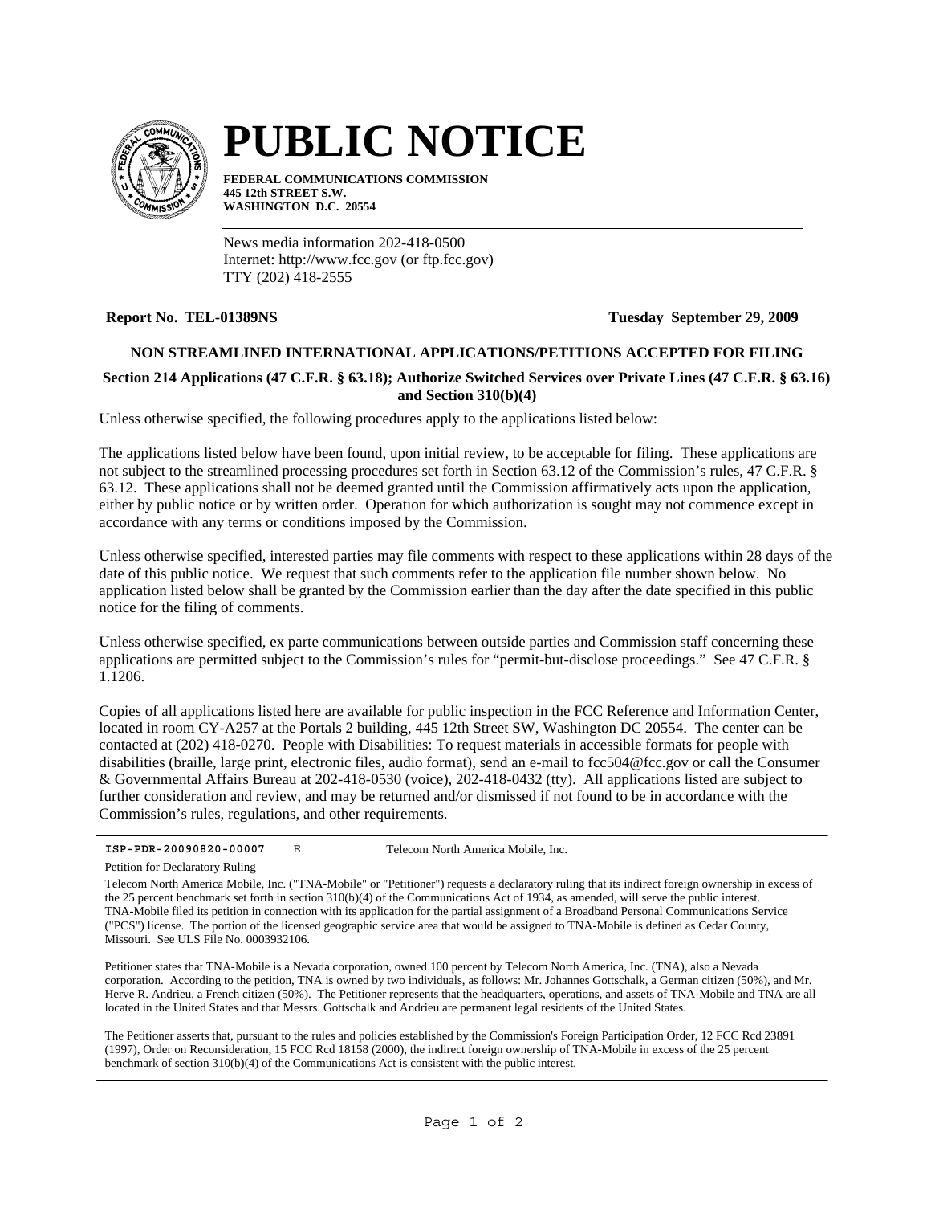# PUBLIC NOTICE

**FEDERAL COMMUNICATIONS COMMISSION**
**445 12th STREET S.W.**
**WASHINGTON D.C. 20554**

News media information 202-418-0500
Internet: http://www.fcc.gov (or ftp.fcc.gov)
TTY (202) 418-2555

**Report No. TEL-01389NS** **Tuesday September 29, 2009**

**NON STREAMLINED INTERNATIONAL APPLICATIONS/PETITIONS ACCEPTED FOR FILING**

**Section 214 Applications (47 C.F.R. § 63.18); Authorize Switched Services over Private Lines (47 C.F.R. § 63.16) and Section 310(b)(4)**

Unless otherwise specified, the following procedures apply to the applications listed below:

The applications listed below have been found, upon initial review, to be acceptable for filing. These applications are not subject to the streamlined processing procedures set forth in Section 63.12 of the Commission's rules, 47 C.F.R. § 63.12. These applications shall not be deemed granted until the Commission affirmatively acts upon the application, either by public notice or by written order. Operation for which authorization is sought may not commence except in accordance with any terms or conditions imposed by the Commission.

Unless otherwise specified, interested parties may file comments with respect to these applications within 28 days of the date of this public notice. We request that such comments refer to the application file number shown below. No application listed below shall be granted by the Commission earlier than the day after the date specified in this public notice for the filing of comments.

Unless otherwise specified, ex parte communications between outside parties and Commission staff concerning these applications are permitted subject to the Commission's rules for "permit-but-disclose proceedings." See 47 C.F.R. § 1.1206.

Copies of all applications listed here are available for public inspection in the FCC Reference and Information Center, located in room CY-A257 at the Portals 2 building, 445 12th Street SW, Washington DC 20554. The center can be contacted at (202) 418-0270. People with Disabilities: To request materials in accessible formats for people with disabilities (braille, large print, electronic files, audio format), send an e-mail to fcc504@fcc.gov or call the Consumer & Governmental Affairs Bureau at 202-418-0530 (voice), 202-418-0432 (tty). All applications listed are subject to further consideration and review, and may be returned and/or dismissed if not found to be in accordance with the Commission's rules, regulations, and other requirements.

---

**ISP-PDR-20090820-00007** E Telecom North America Mobile, Inc.

Petition for Declaratory Ruling

Telecom North America Mobile, Inc. ("TNA-Mobile" or "Petitioner") requests a declaratory ruling that its indirect foreign ownership in excess of the 25 percent benchmark set forth in section 310(b)(4) of the Communications Act of 1934, as amended, will serve the public interest. TNA-Mobile filed its petition in connection with its application for the partial assignment of a Broadband Personal Communications Service ("PCS") license. The portion of the licensed geographic service area that would be assigned to TNA-Mobile is defined as Cedar County, Missouri. See ULS File No. 0003932106.

Petitioner states that TNA-Mobile is a Nevada corporation, owned 100 percent by Telecom North America, Inc. (TNA), also a Nevada corporation. According to the petition, TNA is owned by two individuals, as follows: Mr. Johannes Gottschalk, a German citizen (50%), and Mr. Herve R. Andrieu, a French citizen (50%). The Petitioner represents that the headquarters, operations, and assets of TNA-Mobile and TNA are all located in the United States and that Messrs. Gottschalk and Andrieu are permanent legal residents of the United States.

The Petitioner asserts that, pursuant to the rules and policies established by the Commission's Foreign Participation Order, 12 FCC Rcd 23891 (1997), Order on Reconsideration, 15 FCC Rcd 18158 (2000), the indirect foreign ownership of TNA-Mobile in excess of the 25 percent benchmark of section 310(b)(4) of the Communications Act is consistent with the public interest.

---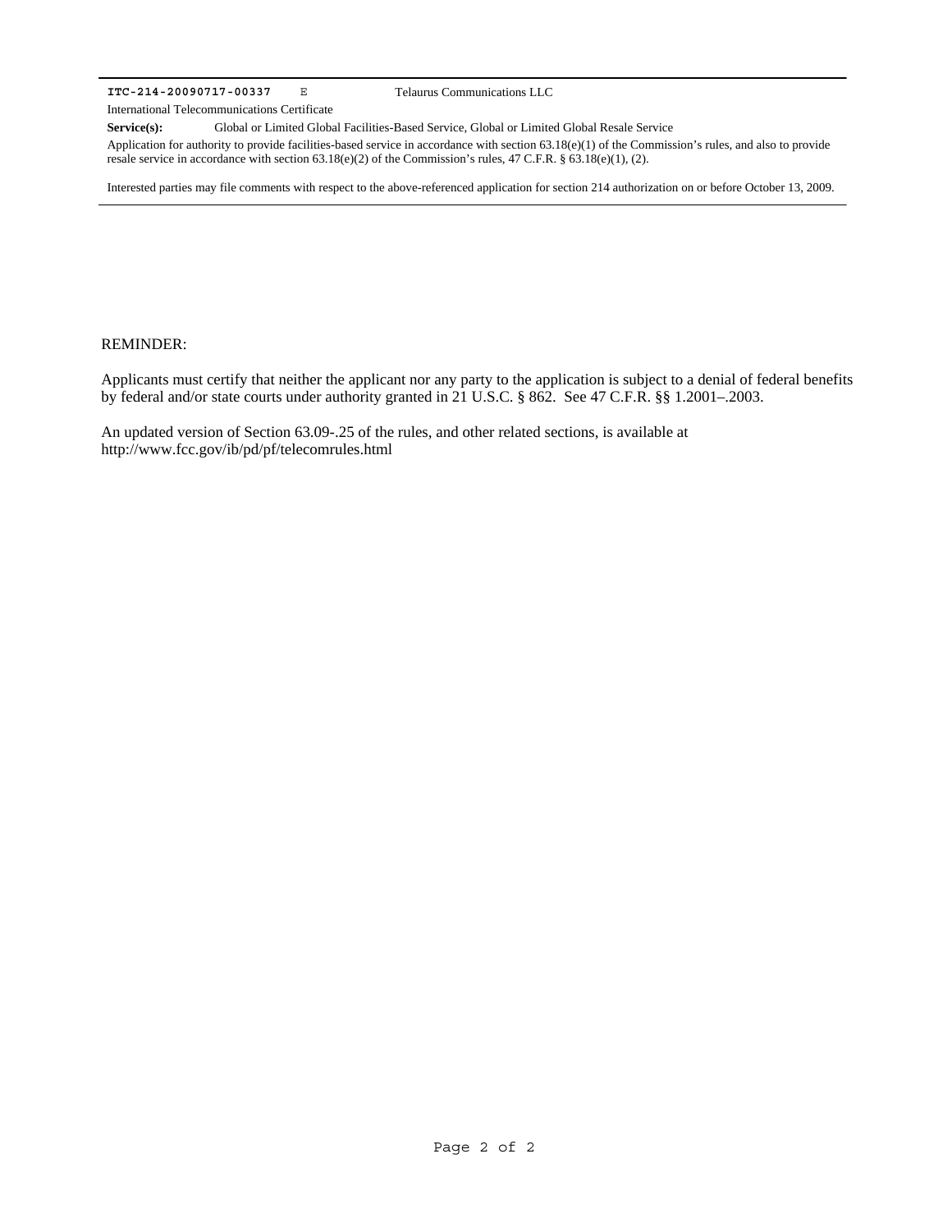**ITC-214-20090717-00337** E Telaurus Communications LLC

International Telecommunications Certificate

**Service(s):** Global or Limited Global Facilities-Based Service, Global or Limited Global Resale Service

Application for authority to provide facilities-based service in accordance with section 63.18(e)(1) of the Commission's rules, and also to provide resale service in accordance with section 63.18(e)(2) of the Commission's rules, 47 C.F.R. § 63.18(e)(1), (2).

Interested parties may file comments with respect to the above-referenced application for section 214 authorization on or before October 13, 2009.

---

REMINDER:

Applicants must certify that neither the applicant nor any party to the application is subject to a denial of federal benefits by federal and/or state courts under authority granted in 21 U.S.C. § 862. See 47 C.F.R. §§ 1.2001–.2003.

An updated version of Section 63.09-.25 of the rules, and other related sections, is available at http://www.fcc.gov/ib/pd/pf/telecomrules.html